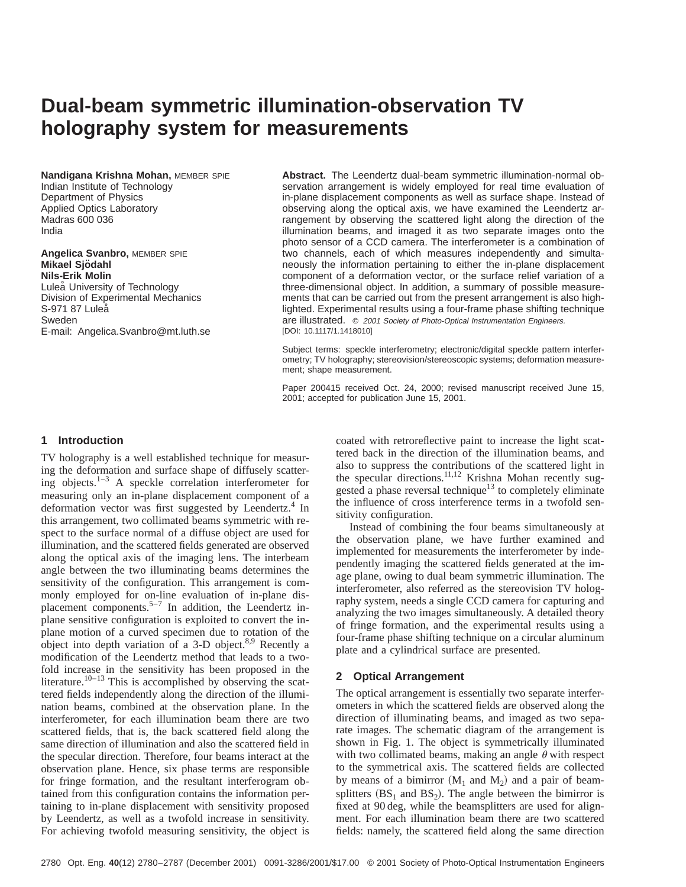# Dual-beam symmetric illumination-observation TV holography system for measurements

**Nandigana Krishna Mohan,** MEMBER SPIE
Indian Institute of Technology
Department of Physics
Applied Optics Laboratory
Madras 600 036
India

**Angelica Svanbro,** MEMBER SPIE
**Mikael Sjödahl**
**Nils-Erik Molin**
Luleå University of Technology
Division of Experimental Mechanics
S-971 87 Luleå
Sweden
E-mail: Angelica.Svanbro@mt.luth.se

**Abstract.** The Leendertz dual-beam symmetric illumination-normal observation arrangement is widely employed for real time evaluation of in-plane displacement components as well as surface shape. Instead of observing along the optical axis, we have examined the Leendertz arrangement by observing the scattered light along the direction of the illumination beams, and imaged it as two separate images onto the photo sensor of a CCD camera. The interferometer is a combination of two channels, each of which measures independently and simultaneously the information pertaining to either the in-plane displacement component of a deformation vector, or the surface relief variation of a three-dimensional object. In addition, a summary of possible measurements that can be carried out from the present arrangement is also highlighted. Experimental results using a four-frame phase shifting technique are illustrated. © *2001 Society of Photo-Optical Instrumentation Engineers.* [DOI: 10.1117/1.1418010]

Subject terms: speckle interferometry; electronic/digital speckle pattern interferometry; TV holography; stereovision/stereoscopic systems; deformation measurement; shape measurement.

Paper 200415 received Oct. 24, 2000; revised manuscript received June 15, 2001; accepted for publication June 15, 2001.

## 1 Introduction

TV holography is a well established technique for measuring the deformation and surface shape of diffusely scattering objects.[1–3] A speckle correlation interferometer for measuring only an in-plane displacement component of a deformation vector was first suggested by Leendertz.[4] In this arrangement, two collimated beams symmetric with respect to the surface normal of a diffuse object are used for illumination, and the scattered fields generated are observed along the optical axis of the imaging lens. The interbeam angle between the two illuminating beams determines the sensitivity of the configuration. This arrangement is commonly employed for on-line evaluation of in-plane displacement components.[5–7] In addition, the Leendertz in-plane sensitive configuration is exploited to convert the in-plane motion of a curved specimen due to rotation of the object into depth variation of a 3-D object.[8,9] Recently a modification of the Leendertz method that leads to a twofold increase in the sensitivity has been proposed in the literature.[10–13] This is accomplished by observing the scattered fields independently along the direction of the illumination beams, combined at the observation plane. In the interferometer, for each illumination beam there are two scattered fields, that is, the back scattered field along the same direction of illumination and also the scattered field in the specular direction. Therefore, four beams interact at the observation plane. Hence, six phase terms are responsible for fringe formation, and the resultant interferogram obtained from this configuration contains the information pertaining to in-plane displacement with sensitivity proposed by Leendertz, as well as a twofold increase in sensitivity. For achieving twofold measuring sensitivity, the object is coated with retroreflective paint to increase the light scattered back in the direction of the illumination beams, and also to suppress the contributions of the scattered light in the specular directions.[11,12] Krishna Mohan recently suggested a phase reversal technique[13] to completely eliminate the influence of cross interference terms in a twofold sensitivity configuration.

Instead of combining the four beams simultaneously at the observation plane, we have further examined and implemented for measurements the interferometer by independently imaging the scattered fields generated at the image plane, owing to dual beam symmetric illumination. The interferometer, also referred as the stereovision TV holography system, needs a single CCD camera for capturing and analyzing the two images simultaneously. A detailed theory of fringe formation, and the experimental results using a four-frame phase shifting technique on a circular aluminum plate and a cylindrical surface are presented.

## 2 Optical Arrangement

The optical arrangement is essentially two separate interferometers in which the scattered fields are observed along the direction of illuminating beams, and imaged as two separate images. The schematic diagram of the arrangement is shown in Fig. 1. The object is symmetrically illuminated with two collimated beams, making an angle $\theta$ with respect to the symmetrical axis. The scattered fields are collected by means of a bimirror ($M_1$ and $M_2$) and a pair of beamsplitters ($BS_1$ and $BS_2$). The angle between the bimirror is fixed at 90 deg, while the beamsplitters are used for alignment. For each illumination beam there are two scattered fields: namely, the scattered field along the same direction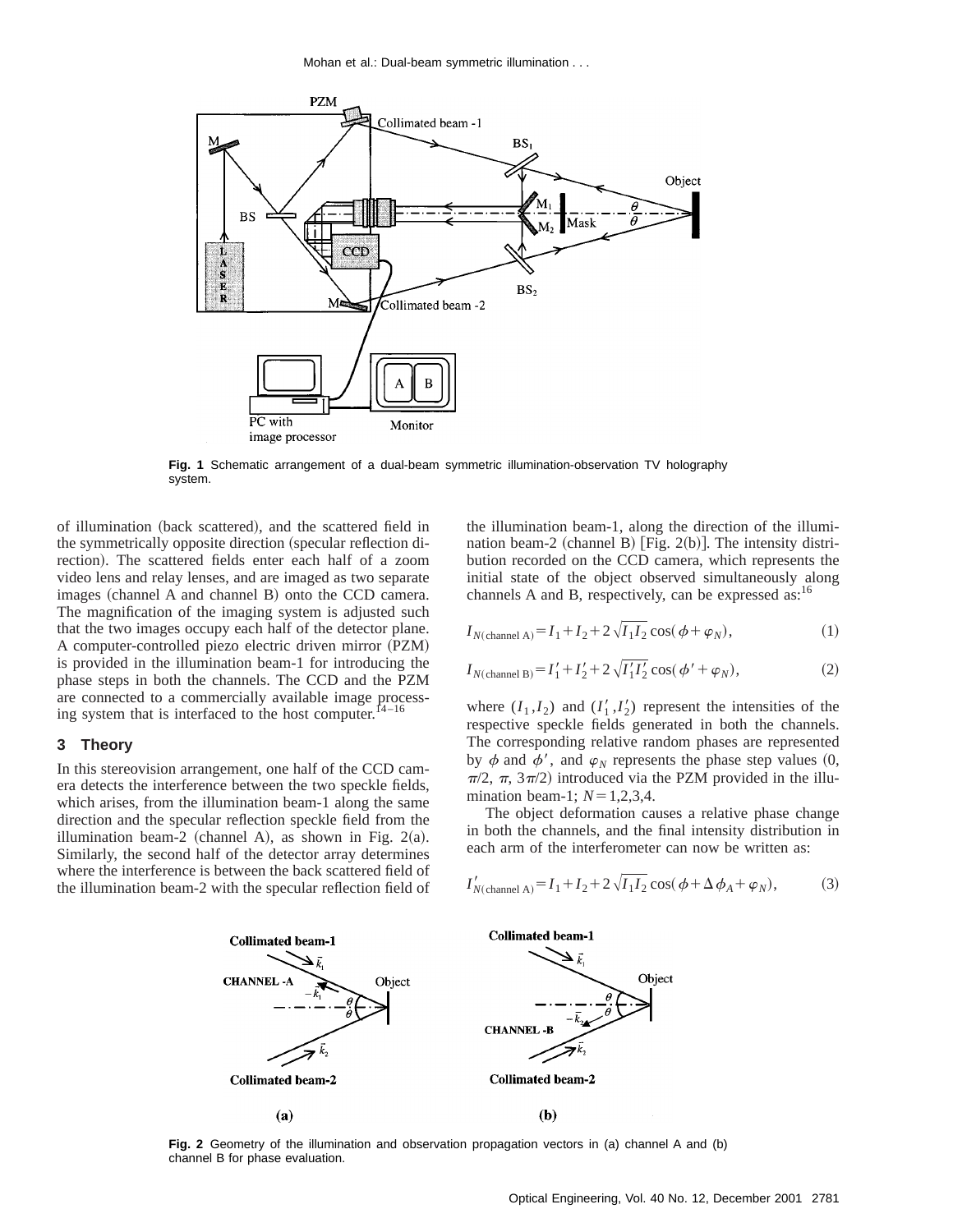Fig. 1 Schematic arrangement of a dual-beam symmetric illumination-observation TV holography system.

of illumination (back scattered), and the scattered field in the symmetrically opposite direction (specular reflection direction). The scattered fields enter each half of a zoom video lens and relay lenses, and are imaged as two separate images (channel A and channel B) onto the CCD camera. The magnification of the imaging system is adjusted such that the two images occupy each half of the detector plane. A computer-controlled piezo electric driven mirror (PZM) is provided in the illumination beam-1 for introducing the phase steps in both the channels. The CCD and the PZM are connected to a commercially available image processing system that is interfaced to the host computer.[14–16]

## 3 Theory

In this stereovision arrangement, one half of the CCD camera detects the interference between the two speckle fields, which arises, from the illumination beam-1 along the same direction and the specular reflection speckle field from the illumination beam-2 (channel A), as shown in Fig. 2(a). Similarly, the second half of the detector array determines where the interference is between the back scattered field of the illumination beam-2 with the specular reflection field of the illumination beam-1, along the direction of the illumination beam-2 (channel B) [Fig. 2(b)]. The intensity distribution recorded on the CCD camera, which represents the initial state of the object observed simultaneously along channels A and B, respectively, can be expressed as:[16]

$$I_{N(\text{channel A})} = I_1 + I_2 + 2\sqrt{I_1 I_2}\cos(\phi + \varphi_N), \tag{1}$$

$$I_{N(\text{channel B})} = I_1' + I_2' + 2\sqrt{I_1' I_2'}\cos(\phi' + \varphi_N), \tag{2}$$

where $(I_1, I_2)$ and $(I_1', I_2')$ represent the intensities of the respective speckle fields generated in both the channels. The corresponding relative random phases are represented by $\phi$ and $\phi'$, and $\varphi_N$ represents the phase step values (0, $\pi/2$, $\pi$, $3\pi/2$) introduced via the PZM provided in the illumination beam-1; $N = 1,2,3,4$.

The object deformation causes a relative phase change in both the channels, and the final intensity distribution in each arm of the interferometer can now be written as:

$$I'_{N(\text{channel A})} = I_1 + I_2 + 2\sqrt{I_1 I_2}\cos(\phi + \Delta\phi_A + \varphi_N), \tag{3}$$

Fig. 2 Geometry of the illumination and observation propagation vectors in (a) channel A and (b) channel B for phase evaluation.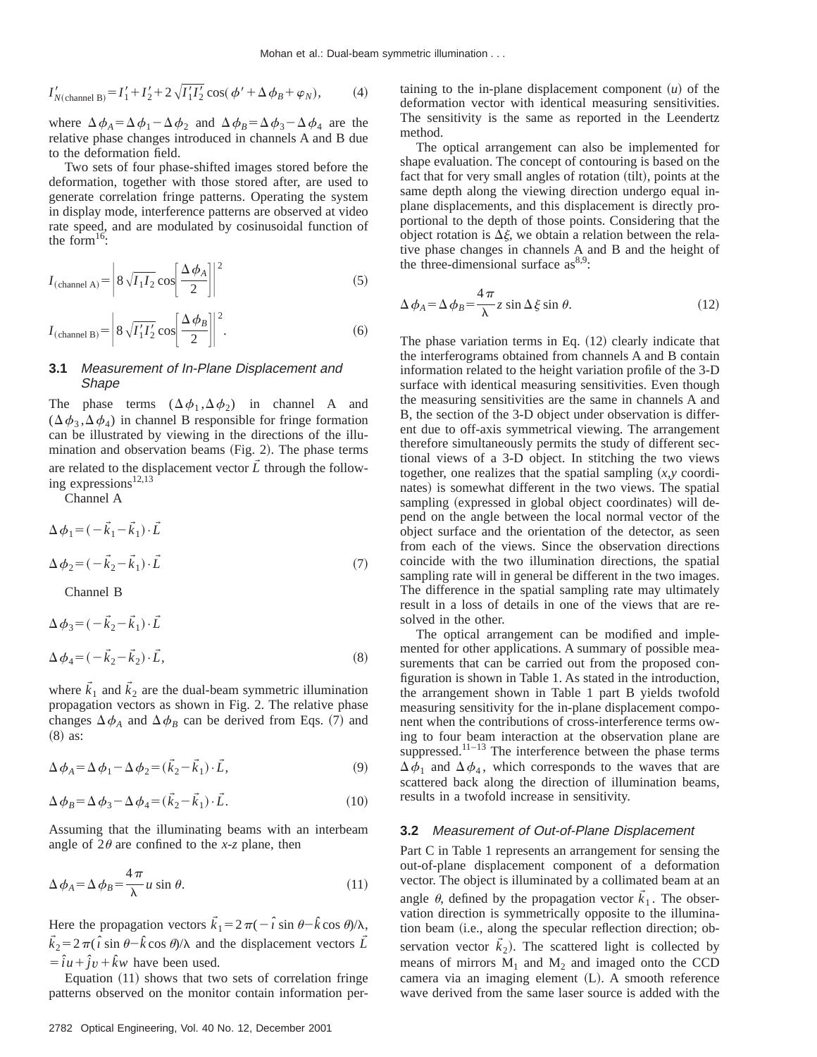$$I'_{N(\text{channel B})}=I'_1+I'_2+2\sqrt{I'_1 I'_2}\cos(\phi'+\Delta\phi_B+\varphi_N),\tag{4}$$

where $\Delta\phi_A=\Delta\phi_1-\Delta\phi_2$ and $\Delta\phi_B=\Delta\phi_3-\Delta\phi_4$ are the relative phase changes introduced in channels A and B due to the deformation field.

Two sets of four phase-shifted images stored before the deformation, together with those stored after, are used to generate correlation fringe patterns. Operating the system in display mode, interference patterns are observed at video rate speed, and are modulated by cosinusoidal function of the form[16]:

$$I_{(\text{channel A})}=\left|8\sqrt{I_1 I_2}\cos\left[\frac{\Delta\phi_A}{2}\right]\right|^2\tag{5}$$

$$I_{(\text{channel B})}=\left|8\sqrt{I'_1 I'_2}\cos\left[\frac{\Delta\phi_B}{2}\right]\right|^2.\tag{6}$$

### 3.1 *Measurement of In-Plane Displacement and Shape*

The phase terms $(\Delta\phi_1,\Delta\phi_2)$ in channel A and $(\Delta\phi_3,\Delta\phi_4)$ in channel B responsible for fringe formation can be illustrated by viewing in the directions of the illumination and observation beams (Fig. 2). The phase terms are related to the displacement vector $\vec{L}$ through the following expressions[12,13]

Channel A

$$\Delta\phi_1=(-\vec{k}_1-\vec{k}_1)\cdot\vec{L}$$

$$\Delta\phi_2=(-\vec{k}_2-\vec{k}_1)\cdot\vec{L}\tag{7}$$

Channel B

$$\Delta\phi_3=(-\vec{k}_2-\vec{k}_1)\cdot\vec{L}$$

$$\Delta\phi_4=(-\vec{k}_2-\vec{k}_2)\cdot\vec{L},\tag{8}$$

where $\vec{k}_1$ and $\vec{k}_2$ are the dual-beam symmetric illumination propagation vectors as shown in Fig. 2. The relative phase changes $\Delta\phi_A$ and $\Delta\phi_B$ can be derived from Eqs. (7) and (8) as:

$$\Delta\phi_A=\Delta\phi_1-\Delta\phi_2=(\vec{k}_2-\vec{k}_1)\cdot\vec{L},\tag{9}$$

$$\Delta\phi_B=\Delta\phi_3-\Delta\phi_4=(\vec{k}_2-\vec{k}_1)\cdot\vec{L}.\tag{10}$$

Assuming that the illuminating beams with an interbeam angle of $2\theta$ are confined to the *x-z* plane, then

$$\Delta\phi_A=\Delta\phi_B=\frac{4\pi}{\lambda}u\sin\theta.\tag{11}$$

Here the propagation vectors $\vec{k}_1=2\pi(-\hat{\imath}\sin\theta-\hat{k}\cos\theta)/\lambda$, $\vec{k}_2=2\pi(\hat{\imath}\sin\theta-\hat{k}\cos\theta)/\lambda$ and the displacement vectors $\vec{L}=\hat{\imath}u+\hat{\jmath}v+\hat{k}w$ have been used.

Equation (11) shows that two sets of correlation fringe patterns observed on the monitor contain information pertaining to the in-plane displacement component $(u)$ of the deformation vector with identical measuring sensitivities. The sensitivity is the same as reported in the Leendertz method.

The optical arrangement can also be implemented for shape evaluation. The concept of contouring is based on the fact that for very small angles of rotation (tilt), points at the same depth along the viewing direction undergo equal in-plane displacements, and this displacement is directly proportional to the depth of those points. Considering that the object rotation is $\Delta\xi$, we obtain a relation between the relative phase changes in channels A and B and the height of the three-dimensional surface as[8,9]:

$$\Delta\phi_A=\Delta\phi_B=\frac{4\pi}{\lambda}z\sin\Delta\xi\sin\theta.\tag{12}$$

The phase variation terms in Eq. (12) clearly indicate that the interferograms obtained from channels A and B contain information related to the height variation profile of the 3-D surface with identical measuring sensitivities. Even though the measuring sensitivities are the same in channels A and B, the section of the 3-D object under observation is different due to off-axis symmetrical viewing. The arrangement therefore simultaneously permits the study of different sectional views of a 3-D object. In stitching the two views together, one realizes that the spatial sampling (*x*,*y* coordinates) is somewhat different in the two views. The spatial sampling (expressed in global object coordinates) will depend on the angle between the local normal vector of the object surface and the orientation of the detector, as seen from each of the views. Since the observation directions coincide with the two illumination directions, the spatial sampling rate will in general be different in the two images. The difference in the spatial sampling rate may ultimately result in a loss of details in one of the views that are resolved in the other.

The optical arrangement can be modified and implemented for other applications. A summary of possible measurements that can be carried out from the proposed configuration is shown in Table 1. As stated in the introduction, the arrangement shown in Table 1 part B yields twofold measuring sensitivity for the in-plane displacement component when the contributions of cross-interference terms owing to four beam interaction at the observation plane are suppressed.[11–13] The interference between the phase terms $\Delta\phi_1$ and $\Delta\phi_4$, which corresponds to the waves that are scattered back along the direction of illumination beams, results in a twofold increase in sensitivity.

### 3.2 *Measurement of Out-of-Plane Displacement*

Part C in Table 1 represents an arrangement for sensing the out-of-plane displacement component of a deformation vector. The object is illuminated by a collimated beam at an angle $\theta$, defined by the propagation vector $\vec{k}_1$. The observation direction is symmetrically opposite to the illumination beam (i.e., along the specular reflection direction; observation vector $\vec{k}_2$). The scattered light is collected by means of mirrors $M_1$ and $M_2$ and imaged onto the CCD camera via an imaging element (L). A smooth reference wave derived from the same laser source is added with the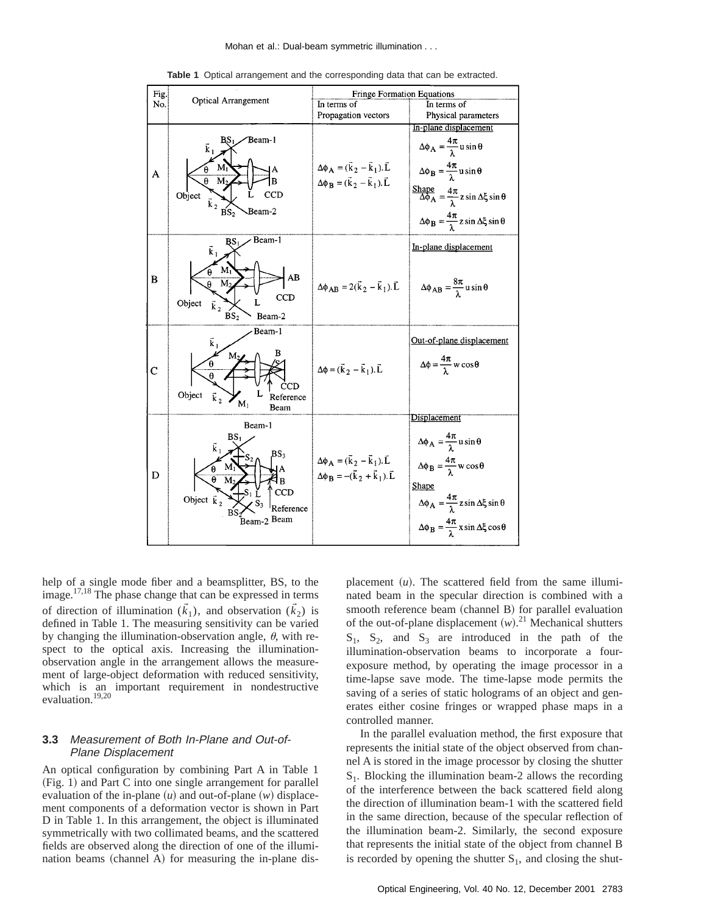**Table 1** Optical arrangement and the corresponding data that can be extracted.

| Fig. No. | Optical Arrangement | Fringe Formation Equations: In terms of Propagation vectors | Fringe Formation Equations: In terms of Physical parameters |
|---|---|---|---|
| A | | $\Delta\phi_A = (\vec{k}_2 - \vec{k}_1).\vec{L}$ <br> $\Delta\phi_B = (\vec{k}_2 - \vec{k}_1).\vec{L}$ | In-plane displacement <br> $\Delta\phi_A = \frac{4\pi}{\lambda} u \sin\theta$ <br> $\Delta\phi_B = \frac{4\pi}{\lambda} u \sin\theta$ <br> Shape <br> $\Delta\phi_A = \frac{4\pi}{\lambda} z \sin\Delta\xi \sin\theta$ <br> $\Delta\phi_B = \frac{4\pi}{\lambda} z \sin\Delta\xi \sin\theta$ |
| B | | $\Delta\phi_{AB} = 2(\vec{k}_2 - \vec{k}_1).\vec{L}$ | In-plane displacement <br> $\Delta\phi_{AB} = \frac{8\pi}{\lambda} u \sin\theta$ |
| C | | $\Delta\phi = (\vec{k}_2 - \vec{k}_1).\vec{L}$ | Out-of-plane displacement <br> $\Delta\phi = \frac{4\pi}{\lambda} w \cos\theta$ |
| D | | $\Delta\phi_A = (\vec{k}_2 - \vec{k}_1).\vec{L}$ <br> $\Delta\phi_B = -(\vec{k}_2 + \vec{k}_1).\vec{L}$ | Displacement <br> $\Delta\phi_A = \frac{4\pi}{\lambda} u \sin\theta$ <br> $\Delta\phi_B = \frac{4\pi}{\lambda} w \cos\theta$ <br> Shape <br> $\Delta\phi_A = \frac{4\pi}{\lambda} z \sin\Delta\xi \sin\theta$ <br> $\Delta\phi_B = \frac{4\pi}{\lambda} x \sin\Delta\xi \cos\theta$ |

help of a single mode fiber and a beamsplitter, BS, to the image.[17,18] The phase change that can be expressed in terms of direction of illumination $(\vec{k}_1)$, and observation $(\vec{k}_2)$ is defined in Table 1. The measuring sensitivity can be varied by changing the illumination-observation angle, $\theta$, with respect to the optical axis. Increasing the illumination-observation angle in the arrangement allows the measurement of large-object deformation with reduced sensitivity, which is an important requirement in nondestructive evaluation.[19,20]

### 3.3 *Measurement of Both In-Plane and Out-of-Plane Displacement*

An optical configuration by combining Part A in Table 1 (Fig. 1) and Part C into one single arrangement for parallel evaluation of the in-plane $(u)$ and out-of-plane $(w)$ displacement components of a deformation vector is shown in Part D in Table 1. In this arrangement, the object is illuminated symmetrically with two collimated beams, and the scattered fields are observed along the direction of one of the illumination beams (channel A) for measuring the in-plane displacement $(u)$. The scattered field from the same illuminated beam in the specular direction is combined with a smooth reference beam (channel B) for parallel evaluation of the out-of-plane displacement $(w)$.[21] Mechanical shutters $S_1$, $S_2$, and $S_3$ are introduced in the path of the illumination-observation beams to incorporate a four-exposure method, by operating the image processor in a time-lapse save mode. The time-lapse mode permits the saving of a series of static holograms of an object and generates either cosine fringes or wrapped phase maps in a controlled manner.

In the parallel evaluation method, the first exposure that represents the initial state of the object observed from channel A is stored in the image processor by closing the shutter $S_1$. Blocking the illumination beam-2 allows the recording of the interference between the back scattered field along the direction of illumination beam-1 with the scattered field in the same direction, because of the specular reflection of the illumination beam-2. Similarly, the second exposure that represents the initial state of the object from channel B is recorded by opening the shutter $S_1$, and closing the shut-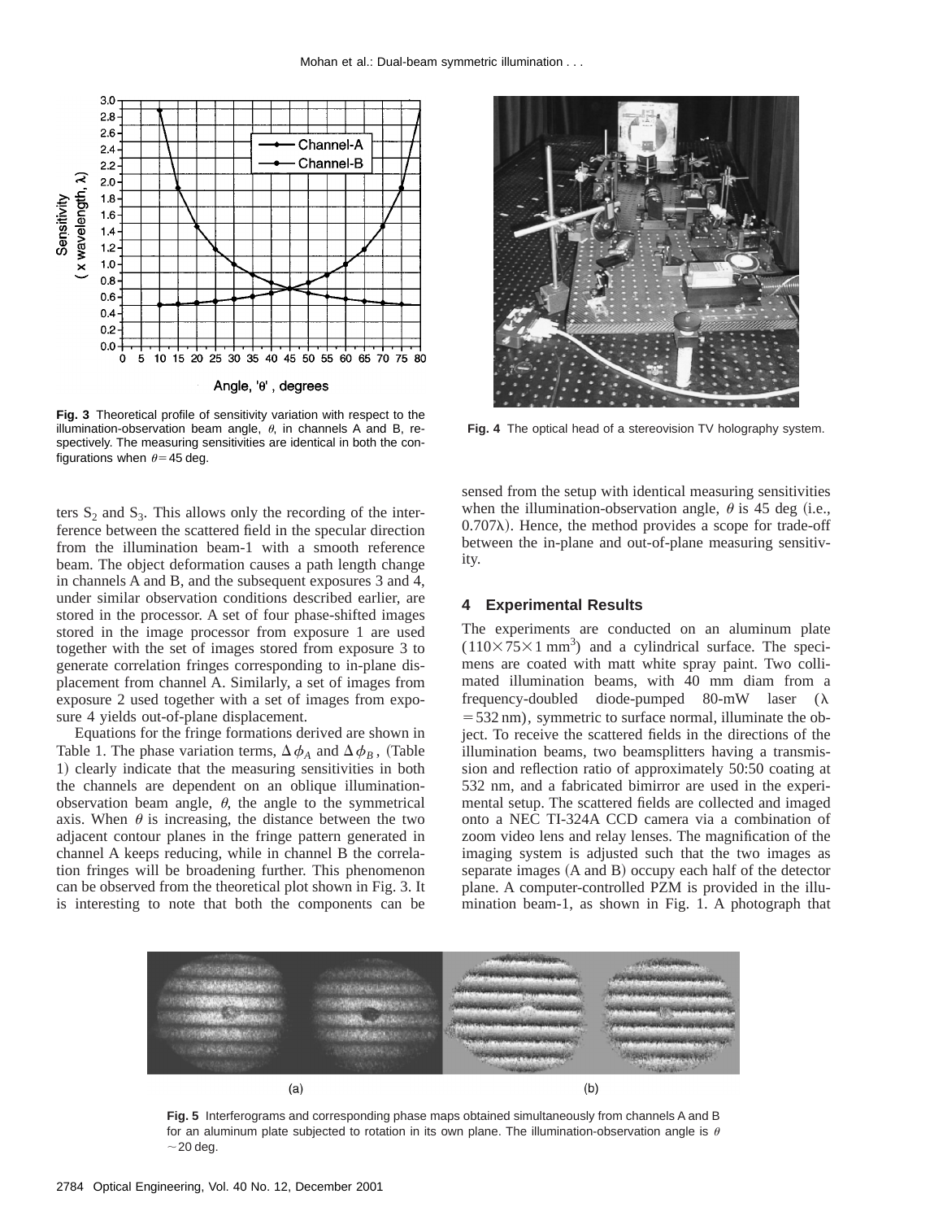Fig. 3 Theoretical profile of sensitivity variation with respect to the illumination-observation beam angle, $\theta$, in channels A and B, respectively. The measuring sensitivities are identical in both the configurations when $\theta=45$ deg.

Fig. 4 The optical head of a stereovision TV holography system.

ters $S_2$ and $S_3$. This allows only the recording of the interference between the scattered field in the specular direction from the illumination beam-1 with a smooth reference beam. The object deformation causes a path length change in channels A and B, and the subsequent exposures 3 and 4, under similar observation conditions described earlier, are stored in the processor. A set of four phase-shifted images stored in the image processor from exposure 1 are used together with the set of images stored from exposure 3 to generate correlation fringes corresponding to in-plane displacement from channel A. Similarly, a set of images from exposure 2 used together with a set of images from exposure 4 yields out-of-plane displacement.

Equations for the fringe formations derived are shown in Table 1. The phase variation terms, $\Delta\phi_A$ and $\Delta\phi_B$, (Table 1) clearly indicate that the measuring sensitivities in both the channels are dependent on an oblique illumination-observation beam angle, $\theta$, the angle to the symmetrical axis. When $\theta$ is increasing, the distance between the two adjacent contour planes in the fringe pattern generated in channel A keeps reducing, while in channel B the correlation fringes will be broadening further. This phenomenon can be observed from the theoretical plot shown in Fig. 3. It is interesting to note that both the components can be sensed from the setup with identical measuring sensitivities when the illumination-observation angle, $\theta$ is 45 deg (i.e., $0.707\lambda$). Hence, the method provides a scope for trade-off between the in-plane and out-of-plane measuring sensitivity.

## 4 Experimental Results

The experiments are conducted on an aluminum plate ($110\times75\times1\ \mathrm{mm}^3$) and a cylindrical surface. The specimens are coated with matt white spray paint. Two collimated illumination beams, with 40 mm diam from a frequency-doubled diode-pumped 80-mW laser ($\lambda=532\ \mathrm{nm}$), symmetric to surface normal, illuminate the object. To receive the scattered fields in the directions of the illumination beams, two beamsplitters having a transmission and reflection ratio of approximately 50:50 coating at 532 nm, and a fabricated bimirror are used in the experimental setup. The scattered fields are collected and imaged onto a NEC TI-324A CCD camera via a combination of zoom video lens and relay lenses. The magnification of the imaging system is adjusted such that the two images as separate images (A and B) occupy each half of the detector plane. A computer-controlled PZM is provided in the illumination beam-1, as shown in Fig. 1. A photograph that

Fig. 5 Interferograms and corresponding phase maps obtained simultaneously from channels A and B for an aluminum plate subjected to rotation in its own plane. The illumination-observation angle is $\theta\sim20$ deg.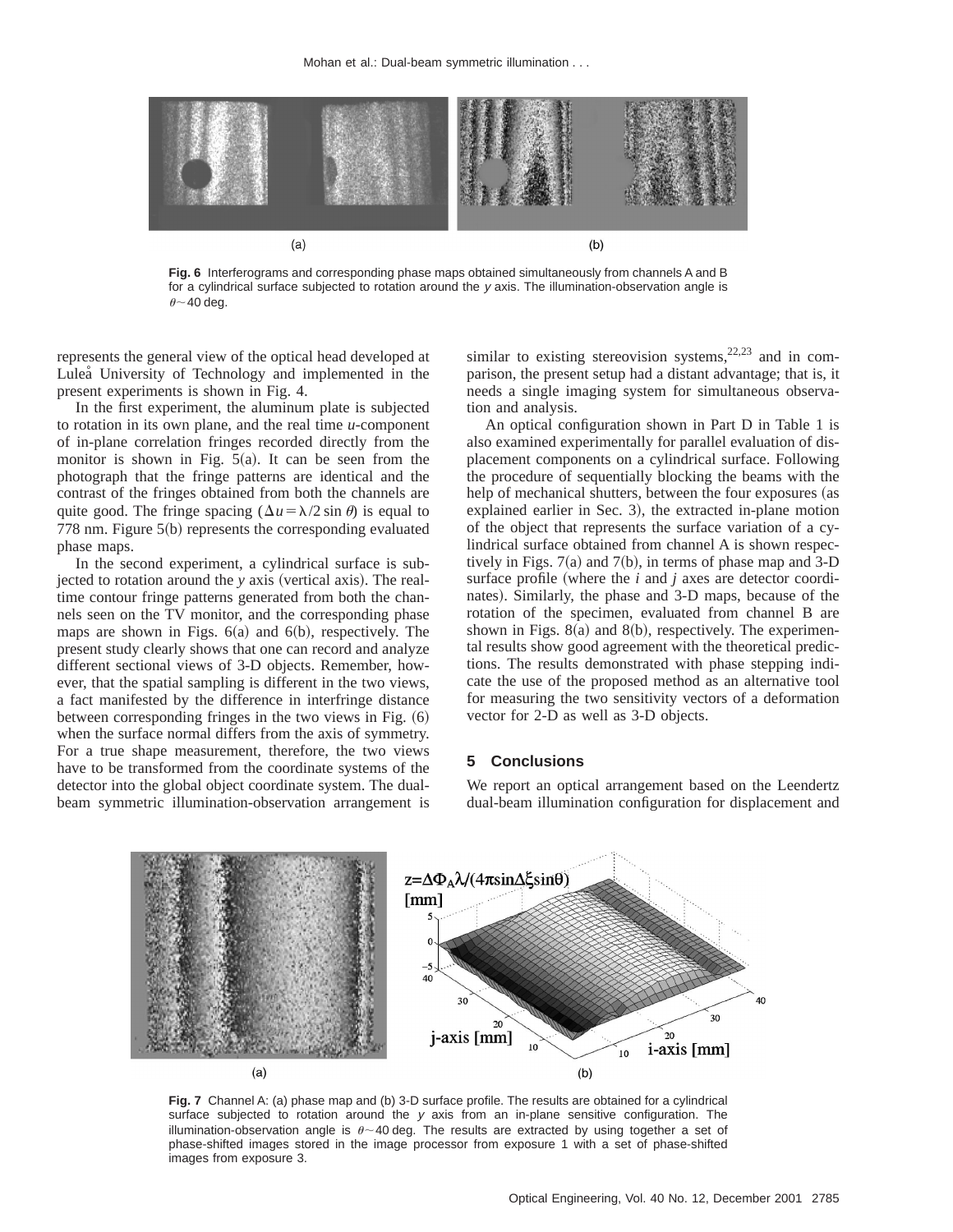Fig. 6 Interferograms and corresponding phase maps obtained simultaneously from channels A and B for a cylindrical surface subjected to rotation around the $y$ axis. The illumination-observation angle is $\theta \sim 40$ deg.

represents the general view of the optical head developed at Luleå University of Technology and implemented in the present experiments is shown in Fig. 4.

In the first experiment, the aluminum plate is subjected to rotation in its own plane, and the real time $u$-component of in-plane correlation fringes recorded directly from the monitor is shown in Fig. 5(a). It can be seen from the photograph that the fringe patterns are identical and the contrast of the fringes obtained from both the channels are quite good. The fringe spacing ($\Delta u = \lambda/2 \sin \theta$) is equal to 778 nm. Figure 5(b) represents the corresponding evaluated phase maps.

In the second experiment, a cylindrical surface is subjected to rotation around the $y$ axis (vertical axis). The real-time contour fringe patterns generated from both the channels seen on the TV monitor, and the corresponding phase maps are shown in Figs. 6(a) and 6(b), respectively. The present study clearly shows that one can record and analyze different sectional views of 3-D objects. Remember, however, that the spatial sampling is different in the two views, a fact manifested by the difference in interfringe distance between corresponding fringes in the two views in Fig. (6) when the surface normal differs from the axis of symmetry. For a true shape measurement, therefore, the two views have to be transformed from the coordinate systems of the detector into the global object coordinate system. The dual-beam symmetric illumination-observation arrangement is similar to existing stereovision systems,[22,23] and in comparison, the present setup had a distant advantage; that is, it needs a single imaging system for simultaneous observation and analysis.

An optical configuration shown in Part D in Table 1 is also examined experimentally for parallel evaluation of displacement components on a cylindrical surface. Following the procedure of sequentially blocking the beams with the help of mechanical shutters, between the four exposures (as explained earlier in Sec. 3), the extracted in-plane motion of the object that represents the surface variation of a cylindrical surface obtained from channel A is shown respectively in Figs. 7(a) and 7(b), in terms of phase map and 3-D surface profile (where the $i$ and $j$ axes are detector coordinates). Similarly, the phase and 3-D maps, because of the rotation of the specimen, evaluated from channel B are shown in Figs. 8(a) and 8(b), respectively. The experimental results show good agreement with the theoretical predictions. The results demonstrated with phase stepping indicate the use of the proposed method as an alternative tool for measuring the two sensitivity vectors of a deformation vector for 2-D as well as 3-D objects.

## 5 Conclusions

We report an optical arrangement based on the Leendertz dual-beam illumination configuration for displacement and

Fig. 7 Channel A: (a) phase map and (b) 3-D surface profile. The results are obtained for a cylindrical surface subjected to rotation around the $y$ axis from an in-plane sensitive configuration. The illumination-observation angle is $\theta \sim 40$ deg. The results are extracted by using together a set of phase-shifted images stored in the image processor from exposure 1 with a set of phase-shifted images from exposure 3.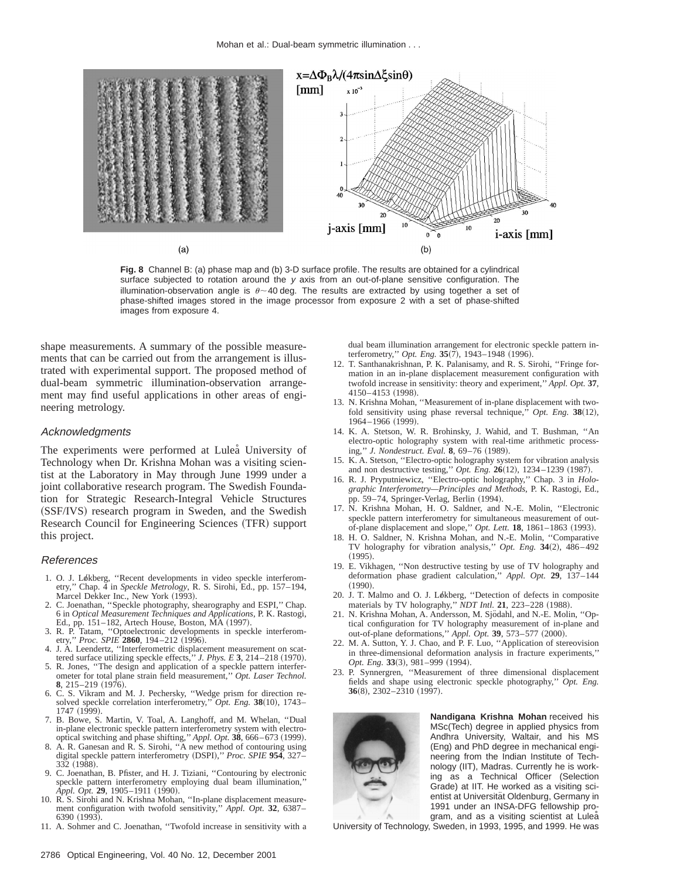Fig. 8 Channel B: (a) phase map and (b) 3-D surface profile. The results are obtained for a cylindrical surface subjected to rotation around the $y$ axis from an out-of-plane sensitive configuration. The illumination-observation angle is $\theta \sim 40$ deg. The results are extracted by using together a set of phase-shifted images stored in the image processor from exposure 2 with a set of phase-shifted images from exposure 4.

shape measurements. A summary of the possible measurements that can be carried out from the arrangement is illustrated with experimental support. The proposed method of dual-beam symmetric illumination-observation arrangement may find useful applications in other areas of engineering metrology.

### Acknowledgments

The experiments were performed at Luleå University of Technology when Dr. Krishna Mohan was a visiting scientist at the Laboratory in May through June 1999 under a joint collaborative research program. The Swedish Foundation for Strategic Research-Integral Vehicle Structures (SSF/IVS) research program in Sweden, and the Swedish Research Council for Engineering Sciences (TFR) support this project.

### References

1. O. J. Løkberg, ''Recent developments in video speckle interferometry,'' Chap. 4 in *Speckle Metrology*, R. S. Sirohi, Ed., pp. 157–194, Marcel Dekker Inc., New York (1993).
2. C. Joenathan, ''Speckle photography, shearography and ESPI,'' Chap. 6 in *Optical Measurement Techniques and Applications*, P. K. Rastogi, Ed., pp. 151–182, Artech House, Boston, MA (1997).
3. R. P. Tatam, ''Optoelectronic developments in speckle interferometry,'' *Proc. SPIE* **2860**, 194–212 (1996).
4. J. A. Leendertz, ''Interferometric displacement measurement on scattered surface utilizing speckle effects,'' *J. Phys. E* **3**, 214–218 (1970).
5. R. Jones, ''The design and application of a speckle pattern interferometer for total plane strain field measurement,'' *Opt. Laser Technol.* **8**, 215–219 (1976).
6. C. S. Vikram and M. J. Pechersky, ''Wedge prism for direction resolved speckle correlation interferometry,'' *Opt. Eng.* **38**(10), 1743–1747 (1999).
7. B. Bowe, S. Martin, V. Toal, A. Langhoff, and M. Whelan, ''Dual in-plane electronic speckle pattern interferometry system with electro-optical switching and phase shifting,'' *Appl. Opt.* **38**, 666–673 (1999).
8. A. R. Ganesan and R. S. Sirohi, ''A new method of contouring using digital speckle pattern interferometry (DSPI),'' *Proc. SPIE* **954**, 327–332 (1988).
9. C. Joenathan, B. Pfister, and H. J. Tiziani, ''Contouring by electronic speckle pattern interferometry employing dual beam illumination,'' *Appl. Opt.* **29**, 1905–1911 (1990).
10. R. S. Sirohi and N. Krishna Mohan, ''In-plane displacement measurement configuration with twofold sensitivity,'' *Appl. Opt.* **32**, 6387–6390 (1993).
11. A. Sohmer and C. Joenathan, ''Twofold increase in sensitivity with a dual beam illumination arrangement for electronic speckle pattern interferometry,'' *Opt. Eng.* **35**(7), 1943–1948 (1996).
12. T. Santhanakrishnan, P. K. Palanisamy, and R. S. Sirohi, ''Fringe formation in an in-plane displacement measurement configuration with twofold increase in sensitivity: theory and experiment,'' *Appl. Opt.* **37**, 4150–4153 (1998).
13. N. Krishna Mohan, ''Measurement of in-plane displacement with twofold sensitivity using phase reversal technique,'' *Opt. Eng.* **38**(12), 1964–1966 (1999).
14. K. A. Stetson, W. R. Brohinsky, J. Wahid, and T. Bushman, ''An electro-optic holography system with real-time arithmetic processing,'' *J. Nondestruct. Eval.* **8**, 69–76 (1989).
15. K. A. Stetson, ''Electro-optic holography system for vibration analysis and non destructive testing,'' *Opt. Eng.* **26**(12), 1234–1239 (1987).
16. R. J. Pryputniewicz, ''Electro-optic holography,'' Chap. 3 in *Holographic Interferometry—Principles and Methods*, P. K. Rastogi, Ed., pp. 59–74, Springer-Verlag, Berlin (1994).
17. N. Krishna Mohan, H. O. Saldner, and N.-E. Molin, ''Electronic speckle pattern interferometry for simultaneous measurement of out-of-plane displacement and slope,'' *Opt. Lett.* **18**, 1861–1863 (1993).
18. H. O. Saldner, N. Krishna Mohan, and N.-E. Molin, ''Comparative TV holography for vibration analysis,'' *Opt. Eng.* **34**(2), 486–492 (1995).
19. E. Vikhagen, ''Non destructive testing by use of TV holography and deformation phase gradient calculation,'' *Appl. Opt.* **29**, 137–144 (1990).
20. J. T. Malmo and O. J. Løkberg, ''Detection of defects in composite materials by TV holography,'' *NDT Intl.* **21**, 223–228 (1988).
21. N. Krishna Mohan, A. Andersson, M. Sjödahl, and N.-E. Molin, ''Optical configuration for TV holography measurement of in-plane and out-of-plane deformations,'' *Appl. Opt.* **39**, 573–577 (2000).
22. M. A. Sutton, Y. J. Chao, and P. F. Luo, ''Application of stereovision in three-dimensional deformation analysis in fracture experiments,'' *Opt. Eng.* **33**(3), 981–999 (1994).
23. P. Synnergren, ''Measurement of three dimensional displacement fields and shape using electronic speckle photography,'' *Opt. Eng.* **36**(8), 2302–2310 (1997).

**Nandigana Krishna Mohan** received his MSc(Tech) degree in applied physics from Andhra University, Waltair, and his MS (Eng) and PhD degree in mechanical engineering from the Indian Institute of Technology (IIT), Madras. Currently he is working as a Technical Officer (Selection Grade) at IIT. He worked as a visiting scientist at Universität Oldenburg, Germany in 1991 under an INSA-DFG fellowship program, and as a visiting scientist at Luleå University of Technology, Sweden, in 1993, 1995, and 1999. He was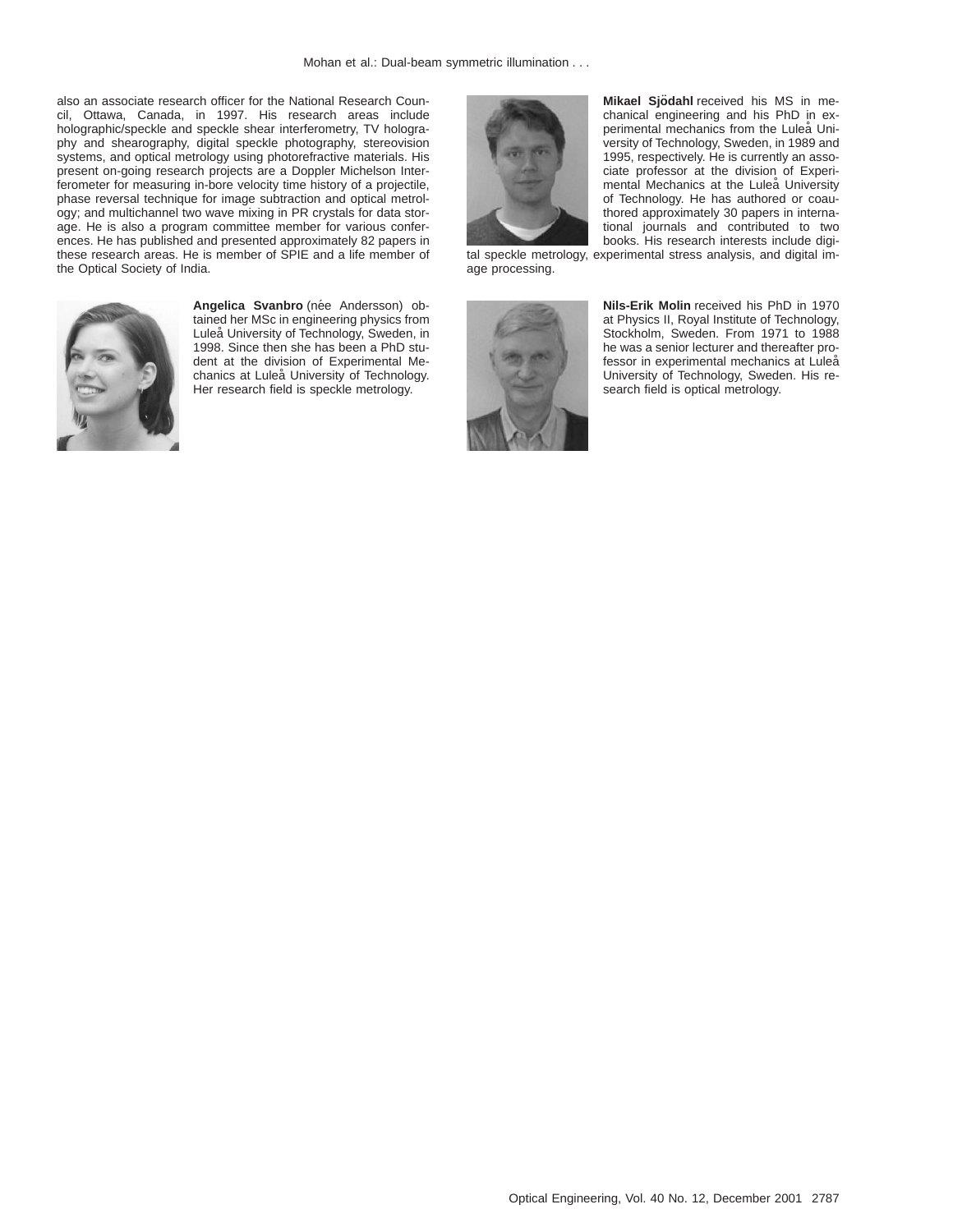also an associate research officer for the National Research Council, Ottawa, Canada, in 1997. His research areas include holographic/speckle and speckle shear interferometry, TV holography and shearography, digital speckle photography, stereovision systems, and optical metrology using photorefractive materials. His present on-going research projects are a Doppler Michelson Interferometer for measuring in-bore velocity time history of a projectile, phase reversal technique for image subtraction and optical metrology; and multichannel two wave mixing in PR crystals for data storage. He is also a program committee member for various conferences. He has published and presented approximately 82 papers in these research areas. He is member of SPIE and a life member of the Optical Society of India.

**Angelica Svanbro** (née Andersson) obtained her MSc in engineering physics from Luleå University of Technology, Sweden, in 1998. Since then she has been a PhD student at the division of Experimental Mechanics at Luleå University of Technology. Her research field is speckle metrology.

**Mikael Sjödahl** received his MS in mechanical engineering and his PhD in experimental mechanics from the Luleå University of Technology, Sweden, in 1989 and 1995, respectively. He is currently an associate professor at the division of Experimental Mechanics at the Luleå University of Technology. He has authored or coauthored approximately 30 papers in international journals and contributed to two books. His research interests include digital speckle metrology, experimental stress analysis, and digital image processing.

**Nils-Erik Molin** received his PhD in 1970 at Physics II, Royal Institute of Technology, Stockholm, Sweden. From 1971 to 1988 he was a senior lecturer and thereafter professor in experimental mechanics at Luleå University of Technology, Sweden. His research field is optical metrology.